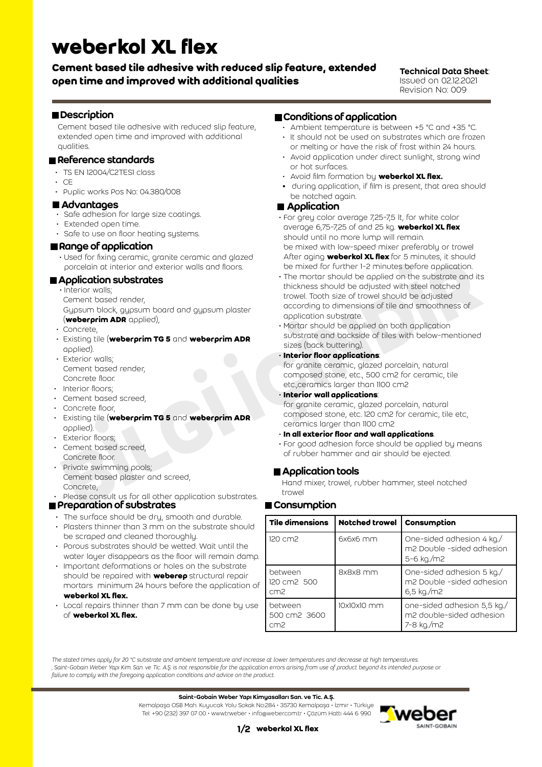# weberkol XL flex

**Cement based tile adhesive with reduced slip feature, extended open time and improved with additional qualities**

**Technical Data Sheet**:
Issued on 02.12.2021
Revision No: 009

## Description

Cement based tile adhesive with reduced slip feature, extended open time and improved with additional qualities.

## Reference standards

- TS EN 12004/C2TES1 class
- CE
- Puplic works Pos No: 04.380/008

## Advantages

- Safe adhesion for large size coatings.
- Extended open time.
- Safe to use on floor heating systems.

## Range of application

- Used for fixing ceramic, granite ceramic and glazed porcelain at interior and exterior walls and floors.

## Application substrates

- Interior walls;
  Cement based render,
  Gypsum block, gypsum board and gypsum plaster (**weberprim ADR** applied),
- Concrete,
- Existing tile (**weberprim TG 5** and **weberprim ADR** applied).
- Exterior walls;
  Cement based render,
  Concrete floor.
- Interior floors;
- Cement based screed,
- Concrete floor,
- Existing tile (**weberprim TG 5** and **weberprim ADR** applied).
- Exterior floors;
- Cement based screed,
  Concrete floor.
- Private swimming pools;
  Cement based plaster and screed,
  Concrete,
- Please consult us for all other application substrates.

## Preparation of substrates

- The surface should be dry, smooth and durable.
- Plasters thinner than 3 mm on the substrate should be scraped and cleaned thoroughly.
- Porous substrates should be wetted. Wait until the water layer disappears as the floor will remain damp.
- Important deformations or holes on the substrate should be repaired with **weberep** structural repair mortars minimum 24 hours before the application of **weberkol XL flex.**
- Local repairs thinner than 7 mm can be done by use of **weberkol XL flex.**

## Conditions of application

- Ambient temperature is between +5 °C and +35 °C.
- It should not be used on substrates which are frozen or melting or have the risk of frost within 24 hours.
- Avoid application under direct sunlight, strong wind or hot surfaces.
- Avoid film formation by **weberkol XL flex.**
- during application, if film is present, that area should be notched again.

## Application

- For grey color average 7,25-7,5 lt, for white color average 6,75-7,25 of and 25 kg. **weberkol XL flex** should until no more lump will remain.
  be mixed with low-speed mixer preferably or trowel
  After aging **weberkol XL flex** for 5 minutes, it should be mixed for further 1-2 minutes before application.
- The mortar should be applied on the substrate and its thickness should be adjusted with steel notched trowel. Tooth size of trowel should be adjusted according to dimensions of tile and smoothness of application substrate.
- Mortar should be applied on both application substrate and backside of tiles with below-mentioned sizes (back buttering).
- **Interior floor applications**:
  for granite ceramic, glazed porcelain, natural composed stone, etc., 500 cm2 for ceramic, tile etc.,ceramics larger than 1100 cm2
- **Interior wall applications**:
  for granite ceramic, glazed porcelain, natural composed stone, etc. 120 cm2 for ceramic, tile etc, ceramics larger than 1100 cm2
- **In all exterior floor and wall applications**.
- For good adhesion force should be applied by means of rubber hammer and air should be ejected.

## Application tools

Hand mixer, trowel, rubber hammer, steel notched trowel

## Consumption

| Tile dimensions | Notched trowel | Consumption |
|---|---|---|
| 120 cm2 | 6x6x6 mm | One-sided adhesion 4 kg./ m2 Double -sided adhesion 5-6 kg./m2 |
| between 120 cm2 500 cm2 | 8x8x8 mm | One-sided adhesion 5 kg./ m2 Double -sided adhesion 6,5 kg./m2 |
| between 500 cm2 3600 cm2 | 10x10x10 mm | one-sided adhesion 5,5 kg./ m2 double-sided adhesion 7-8 kg./m2 |

*The stated times apply for 20 °C substrate and ambient temperature and increase at lower temperatures and decrease at high temperatures.*
*, Saint-Gobain Weber Yapı Kim. San. ve Tic. A.Ş. is not responsible for the application errors arising from use of product beyond its intended purpose or failure to comply with the foregoing application conditions and advice on the product.*

**Saint-Gobain Weber Yapı Kimyasalları San. ve Tic. A.Ş.**
Kemalpaşa OSB Mah. Kuyucak Yolu Sokak No:284 • 35730 Kemalpaşa • İzmir • Türkiye
Tel: +90 (232) 397 07 00 • www.tr.weber • info@weber.com.tr • Çözüm Hattı 444 6 990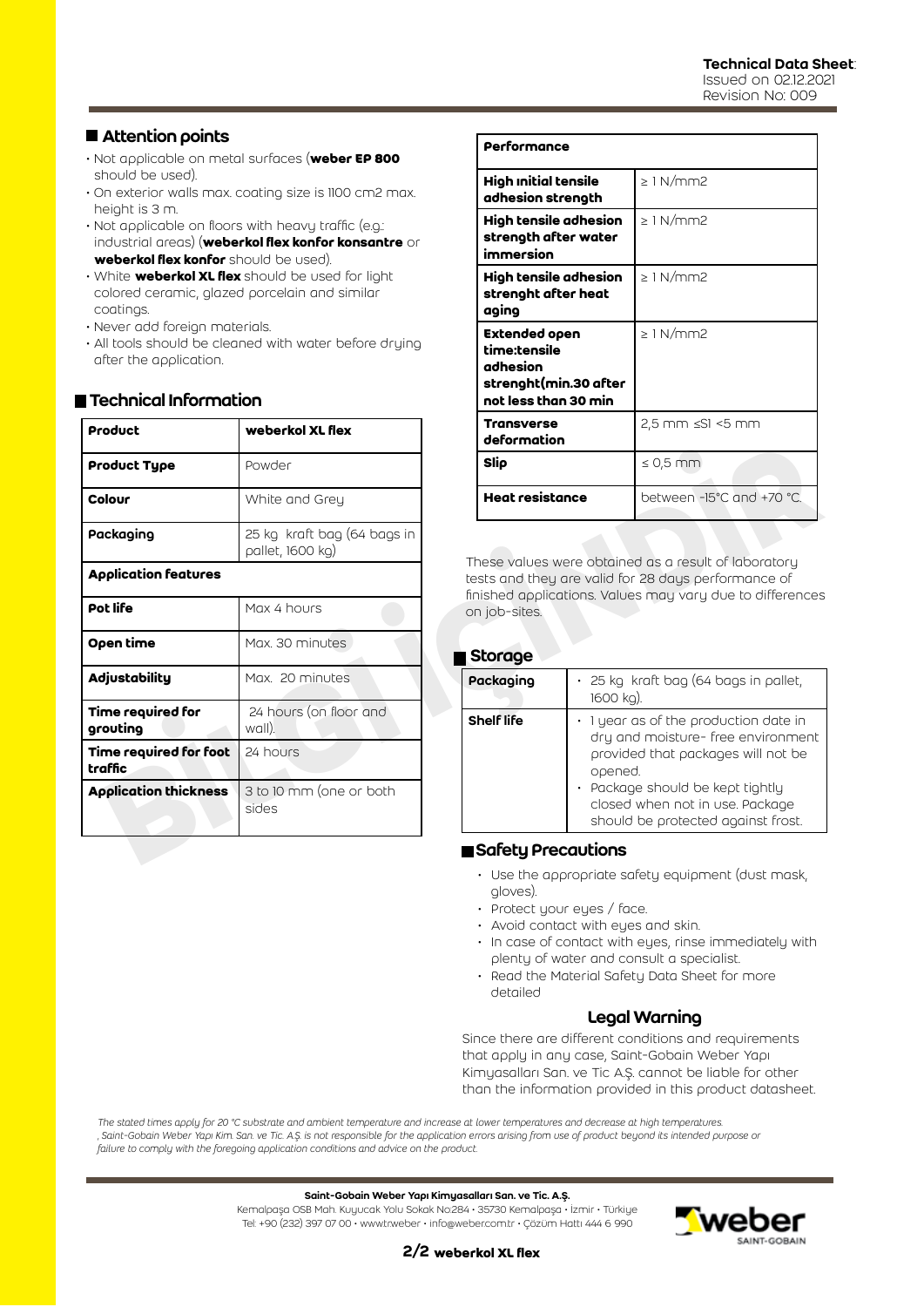**Technical Data Sheet**:
Issued on 02.12.2021
Revision No: 009

## Attention points

- Not applicable on metal surfaces (**weber EP 800** should be used).
- On exterior walls max. coating size is 1100 cm2 max. height is 3 m.
- Not applicable on floors with heavy traffic (e.g.: industrial areas) (**weberkol flex konfor konsantre** or **weberkol flex konfor** should be used).
- White **weberkol XL flex** should be used for light colored ceramic, glazed porcelain and similar coatings.
- Never add foreign materials.
- All tools should be cleaned with water before drying after the application.

## Technical Information

| | |
|---|---|
| **Product** | **weberkol XL flex** |
| **Product Type** | Powder |
| **Colour** | White and Grey |
| **Packaging** | 25 kg kraft bag (64 bags in pallet, 1600 kg) |
| **Application features** | |
| **Pot life** | Max 4 hours |
| **Open time** | Max. 30 minutes |
| **Adjustability** | Max. 20 minutes |
| **Time required for grouting** | 24 hours (on floor and wall). |
| **Time required for foot traffic** | 24 hours |
| **Application thickness** | 3 to 10 mm (one or both sides |

| **Performance** | |
|---|---|
| **High ınitial tensile adhesion strength** | ≥ 1 N/mm2 |
| **High tensile adhesion strength after water immersion** | ≥ 1 N/mm2 |
| **High tensile adhesion strenght after heat aging** | ≥ 1 N/mm2 |
| **Extended open time:tensile adhesion strenght(min.30 after not less than 30 min** | ≥ 1 N/mm2 |
| **Transverse deformation** | 2,5 mm ≤S1 <5 mm |
| **Slip** | ≤ 0,5 mm |
| **Heat resistance** | between -15°C and +70 °C. |

These values were obtained as a result of laboratory tests and they are valid for 28 days performance of finished applications. Values may vary due to differences on job-sites.

## Storage

| | |
|---|---|
| **Packaging** | • 25 kg kraft bag (64 bags in pallet, 1600 kg). |
| **Shelf life** | • 1 year as of the production date in dry and moisture- free environment provided that packages will not be opened.<br>• Package should be kept tightly closed when not in use. Package should be protected against frost. |

## Safety Precautions

- Use the appropriate safety equipment (dust mask, gloves).
- Protect your eyes / face.
- Avoid contact with eyes and skin.
- In case of contact with eyes, rinse immediately with plenty of water and consult a specialist.
- Read the Material Safety Data Sheet for more detailed

## Legal Warning

Since there are different conditions and requirements that apply in any case, Saint-Gobain Weber Yapı Kimyasalları San. ve Tic A.Ş. cannot be liable for other than the information provided in this product datasheet.

*The stated times apply for 20 °C substrate and ambient temperature and increase at lower temperatures and decrease at high temperatures.*
*, Saint-Gobain Weber Yapı Kim. San. ve Tic. A.Ş. is not responsible for the application errors arising from use of product beyond its intended purpose or failure to comply with the foregoing application conditions and advice on the product.*

**Saint-Gobain Weber Yapı Kimyasalları San. ve Tic. A.Ş.**
Kemalpaşa OSB Mah. Kuyucak Yolu Sokak No:284 • 35730 Kemalpaşa • İzmir • Türkiye
Tel: +90 (232) 397 07 00 • www.tr.weber • info@weber.com.tr • Çözüm Hattı 444 6 990